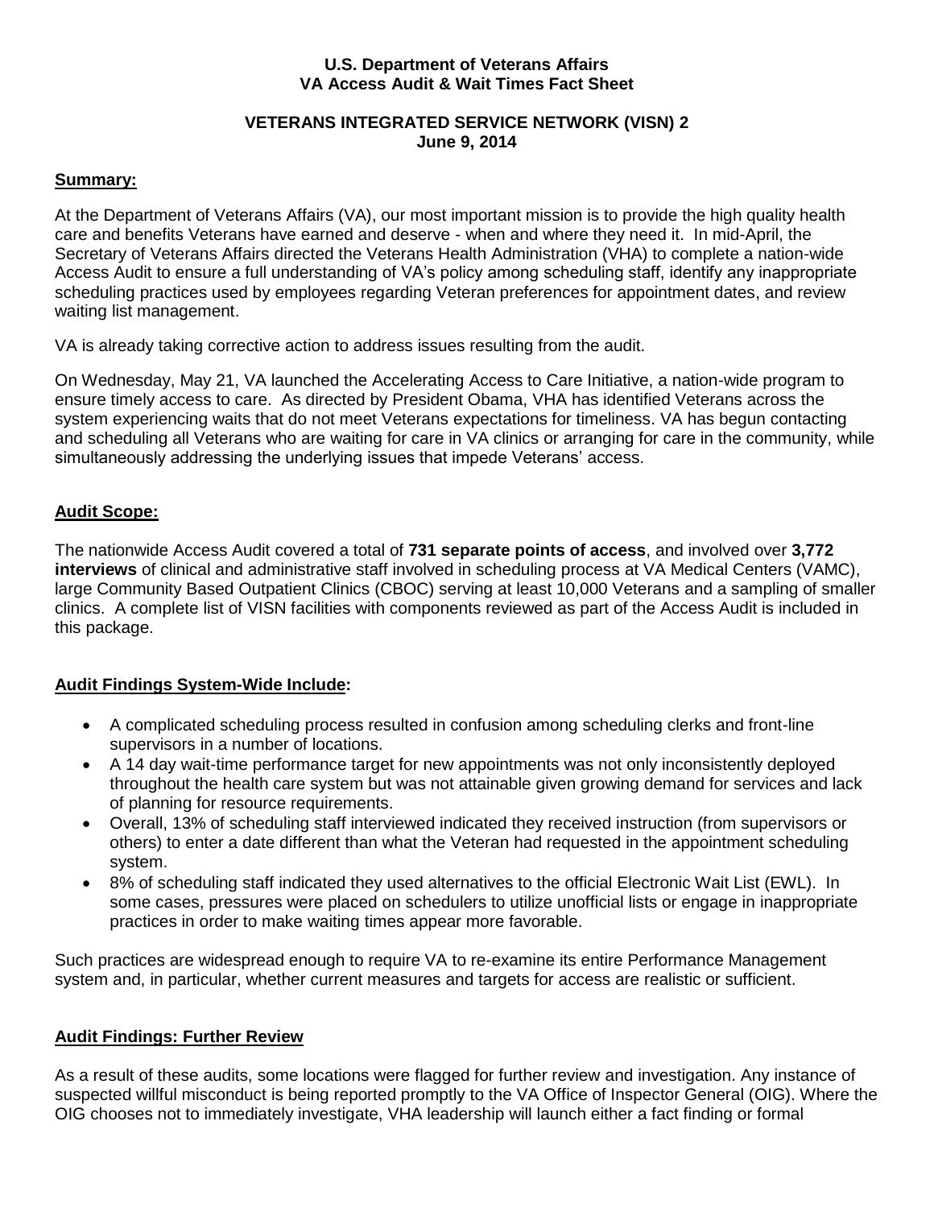**U.S. Department of Veterans Affairs**
**VA Access Audit & Wait Times Fact Sheet**

**VETERANS INTEGRATED SERVICE NETWORK (VISN) 2**
**June 9, 2014**

## Summary:

At the Department of Veterans Affairs (VA), our most important mission is to provide the high quality health care and benefits Veterans have earned and deserve - when and where they need it. In mid-April, the Secretary of Veterans Affairs directed the Veterans Health Administration (VHA) to complete a nation-wide Access Audit to ensure a full understanding of VA's policy among scheduling staff, identify any inappropriate scheduling practices used by employees regarding Veteran preferences for appointment dates, and review waiting list management.

VA is already taking corrective action to address issues resulting from the audit.

On Wednesday, May 21, VA launched the Accelerating Access to Care Initiative, a nation-wide program to ensure timely access to care. As directed by President Obama, VHA has identified Veterans across the system experiencing waits that do not meet Veterans expectations for timeliness. VA has begun contacting and scheduling all Veterans who are waiting for care in VA clinics or arranging for care in the community, while simultaneously addressing the underlying issues that impede Veterans' access.

## Audit Scope:

The nationwide Access Audit covered a total of **731 separate points of access**, and involved over **3,772 interviews** of clinical and administrative staff involved in scheduling process at VA Medical Centers (VAMC), large Community Based Outpatient Clinics (CBOC) serving at least 10,000 Veterans and a sampling of smaller clinics. A complete list of VISN facilities with components reviewed as part of the Access Audit is included in this package.

## Audit Findings System-Wide Include:

- A complicated scheduling process resulted in confusion among scheduling clerks and front-line supervisors in a number of locations.
- A 14 day wait-time performance target for new appointments was not only inconsistently deployed throughout the health care system but was not attainable given growing demand for services and lack of planning for resource requirements.
- Overall, 13% of scheduling staff interviewed indicated they received instruction (from supervisors or others) to enter a date different than what the Veteran had requested in the appointment scheduling system.
- 8% of scheduling staff indicated they used alternatives to the official Electronic Wait List (EWL). In some cases, pressures were placed on schedulers to utilize unofficial lists or engage in inappropriate practices in order to make waiting times appear more favorable.

Such practices are widespread enough to require VA to re-examine its entire Performance Management system and, in particular, whether current measures and targets for access are realistic or sufficient.

## Audit Findings: Further Review

As a result of these audits, some locations were flagged for further review and investigation. Any instance of suspected willful misconduct is being reported promptly to the VA Office of Inspector General (OIG). Where the OIG chooses not to immediately investigate, VHA leadership will launch either a fact finding or formal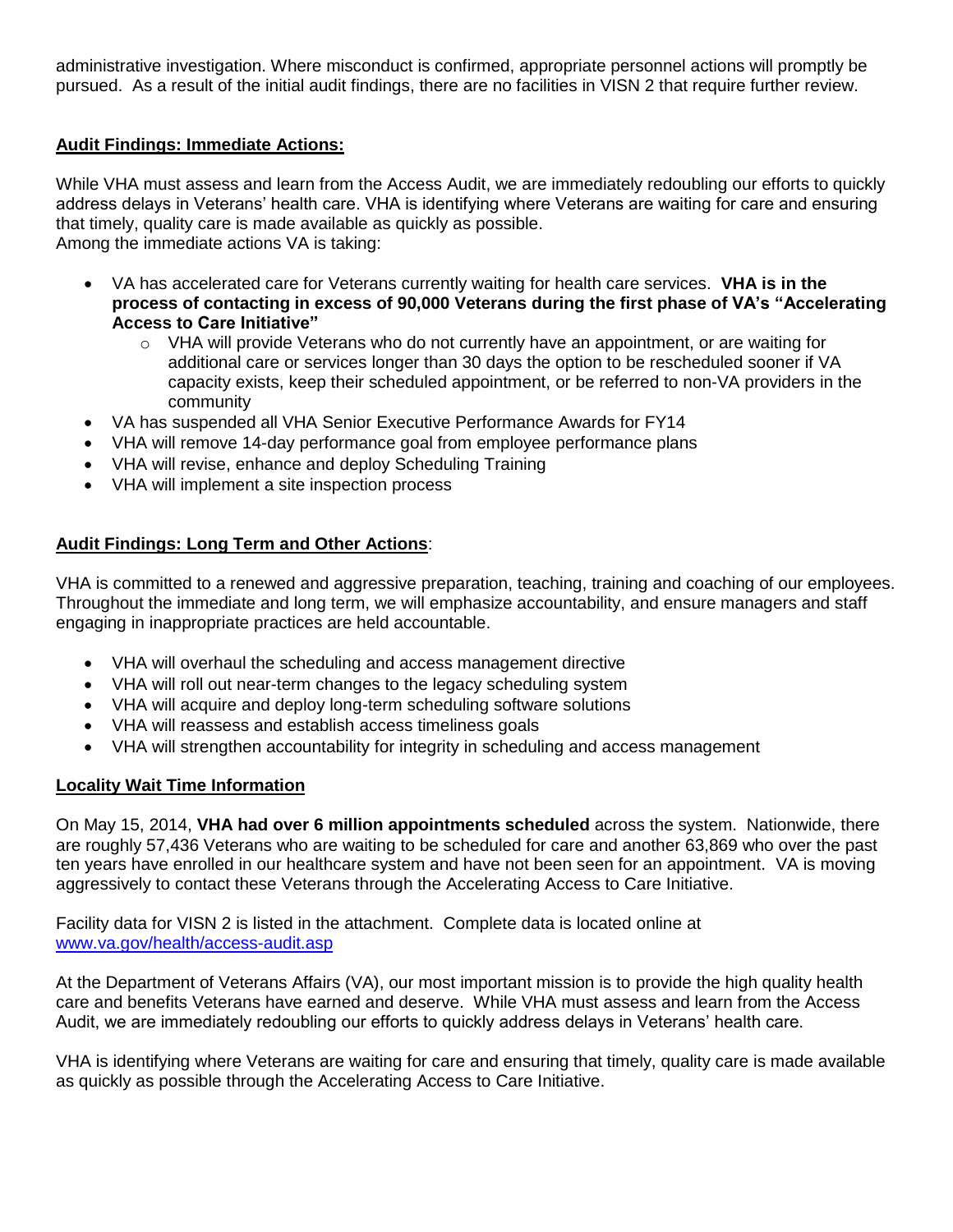administrative investigation. Where misconduct is confirmed, appropriate personnel actions will promptly be pursued. As a result of the initial audit findings, there are no facilities in VISN 2 that require further review.

**Audit Findings: Immediate Actions:**

While VHA must assess and learn from the Access Audit, we are immediately redoubling our efforts to quickly address delays in Veterans' health care. VHA is identifying where Veterans are waiting for care and ensuring that timely, quality care is made available as quickly as possible.
Among the immediate actions VA is taking:

- VA has accelerated care for Veterans currently waiting for health care services. **VHA is in the process of contacting in excess of 90,000 Veterans during the first phase of VA's "Accelerating Access to Care Initiative"**
  - VHA will provide Veterans who do not currently have an appointment, or are waiting for additional care or services longer than 30 days the option to be rescheduled sooner if VA capacity exists, keep their scheduled appointment, or be referred to non-VA providers in the community
- VA has suspended all VHA Senior Executive Performance Awards for FY14
- VHA will remove 14-day performance goal from employee performance plans
- VHA will revise, enhance and deploy Scheduling Training
- VHA will implement a site inspection process

**Audit Findings: Long Term and Other Actions**:

VHA is committed to a renewed and aggressive preparation, teaching, training and coaching of our employees. Throughout the immediate and long term, we will emphasize accountability, and ensure managers and staff engaging in inappropriate practices are held accountable.

- VHA will overhaul the scheduling and access management directive
- VHA will roll out near-term changes to the legacy scheduling system
- VHA will acquire and deploy long-term scheduling software solutions
- VHA will reassess and establish access timeliness goals
- VHA will strengthen accountability for integrity in scheduling and access management

**Locality Wait Time Information**

On May 15, 2014, **VHA had over 6 million appointments scheduled** across the system. Nationwide, there are roughly 57,436 Veterans who are waiting to be scheduled for care and another 63,869 who over the past ten years have enrolled in our healthcare system and have not been seen for an appointment. VA is moving aggressively to contact these Veterans through the Accelerating Access to Care Initiative.

Facility data for VISN 2 is listed in the attachment. Complete data is located online at [www.va.gov/health/access-audit.asp](www.va.gov/health/access-audit.asp)

At the Department of Veterans Affairs (VA), our most important mission is to provide the high quality health care and benefits Veterans have earned and deserve. While VHA must assess and learn from the Access Audit, we are immediately redoubling our efforts to quickly address delays in Veterans' health care.

VHA is identifying where Veterans are waiting for care and ensuring that timely, quality care is made available as quickly as possible through the Accelerating Access to Care Initiative.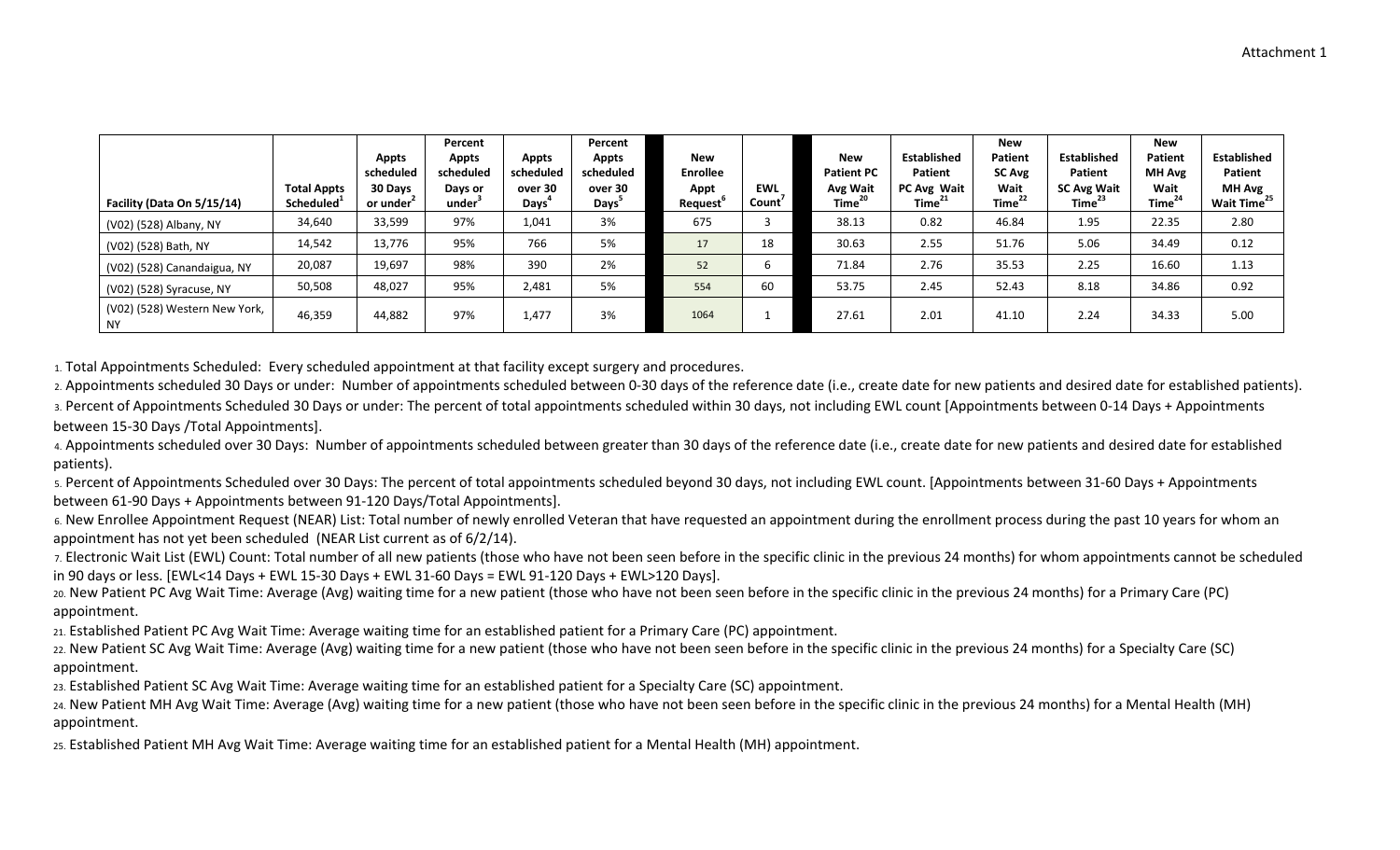Attachment 1

| Facility (Data On 5/15/14) | Total Appts Scheduled[1] | Appts scheduled 30 Days or under[2] | Percent Appts scheduled Days or under[3] | Appts scheduled over 30 Days[4] | Percent Appts scheduled over 30 Days[5] | New Enrollee Appt Request[6] | EWL Count[7] | New Patient PC Avg Wait Time[20] | Established Patient PC Avg Wait Time[21] | New Patient SC Avg Wait Time[22] | Established Patient SC Avg Wait Time[23] | New Patient MH Avg Wait Time[24] | Established Patient MH Avg Wait Time[25] |
|---|---|---|---|---|---|---|---|---|---|---|---|---|---|
| (V02) (528) Albany, NY | 34,640 | 33,599 | 97% | 1,041 | 3% | 675 | 3 | 38.13 | 0.82 | 46.84 | 1.95 | 22.35 | 2.80 |
| (V02) (528) Bath, NY | 14,542 | 13,776 | 95% | 766 | 5% | 17 | 18 | 30.63 | 2.55 | 51.76 | 5.06 | 34.49 | 0.12 |
| (V02) (528) Canandaigua, NY | 20,087 | 19,697 | 98% | 390 | 2% | 52 | 6 | 71.84 | 2.76 | 35.53 | 2.25 | 16.60 | 1.13 |
| (V02) (528) Syracuse, NY | 50,508 | 48,027 | 95% | 2,481 | 5% | 554 | 60 | 53.75 | 2.45 | 52.43 | 8.18 | 34.86 | 0.92 |
| (V02) (528) Western New York, NY | 46,359 | 44,882 | 97% | 1,477 | 3% | 1064 | 1 | 27.61 | 2.01 | 41.10 | 2.24 | 34.33 | 5.00 |

1. Total Appointments Scheduled: Every scheduled appointment at that facility except surgery and procedures.

2. Appointments scheduled 30 Days or under: Number of appointments scheduled between 0-30 days of the reference date (i.e., create date for new patients and desired date for established patients).

3. Percent of Appointments Scheduled 30 Days or under: The percent of total appointments scheduled within 30 days, not including EWL count [Appointments between 0-14 Days + Appointments between 15-30 Days /Total Appointments].

4. Appointments scheduled over 30 Days: Number of appointments scheduled between greater than 30 days of the reference date (i.e., create date for new patients and desired date for established patients).

5. Percent of Appointments Scheduled over 30 Days: The percent of total appointments scheduled beyond 30 days, not including EWL count. [Appointments between 31-60 Days + Appointments between 61-90 Days + Appointments between 91-120 Days/Total Appointments].

6. New Enrollee Appointment Request (NEAR) List: Total number of newly enrolled Veteran that have requested an appointment during the enrollment process during the past 10 years for whom an appointment has not yet been scheduled (NEAR List current as of 6/2/14).

7. Electronic Wait List (EWL) Count: Total number of all new patients (those who have not been seen before in the specific clinic in the previous 24 months) for whom appointments cannot be scheduled in 90 days or less. [EWL<14 Days + EWL 15-30 Days + EWL 31-60 Days = EWL 91-120 Days + EWL>120 Days].

20. New Patient PC Avg Wait Time: Average (Avg) waiting time for a new patient (those who have not been seen before in the specific clinic in the previous 24 months) for a Primary Care (PC) appointment.

21. Established Patient PC Avg Wait Time: Average waiting time for an established patient for a Primary Care (PC) appointment.

22. New Patient SC Avg Wait Time: Average (Avg) waiting time for a new patient (those who have not been seen before in the specific clinic in the previous 24 months) for a Specialty Care (SC) appointment.

23. Established Patient SC Avg Wait Time: Average waiting time for an established patient for a Specialty Care (SC) appointment.

24. New Patient MH Avg Wait Time: Average (Avg) waiting time for a new patient (those who have not been seen before in the specific clinic in the previous 24 months) for a Mental Health (MH) appointment.

25. Established Patient MH Avg Wait Time: Average waiting time for an established patient for a Mental Health (MH) appointment.